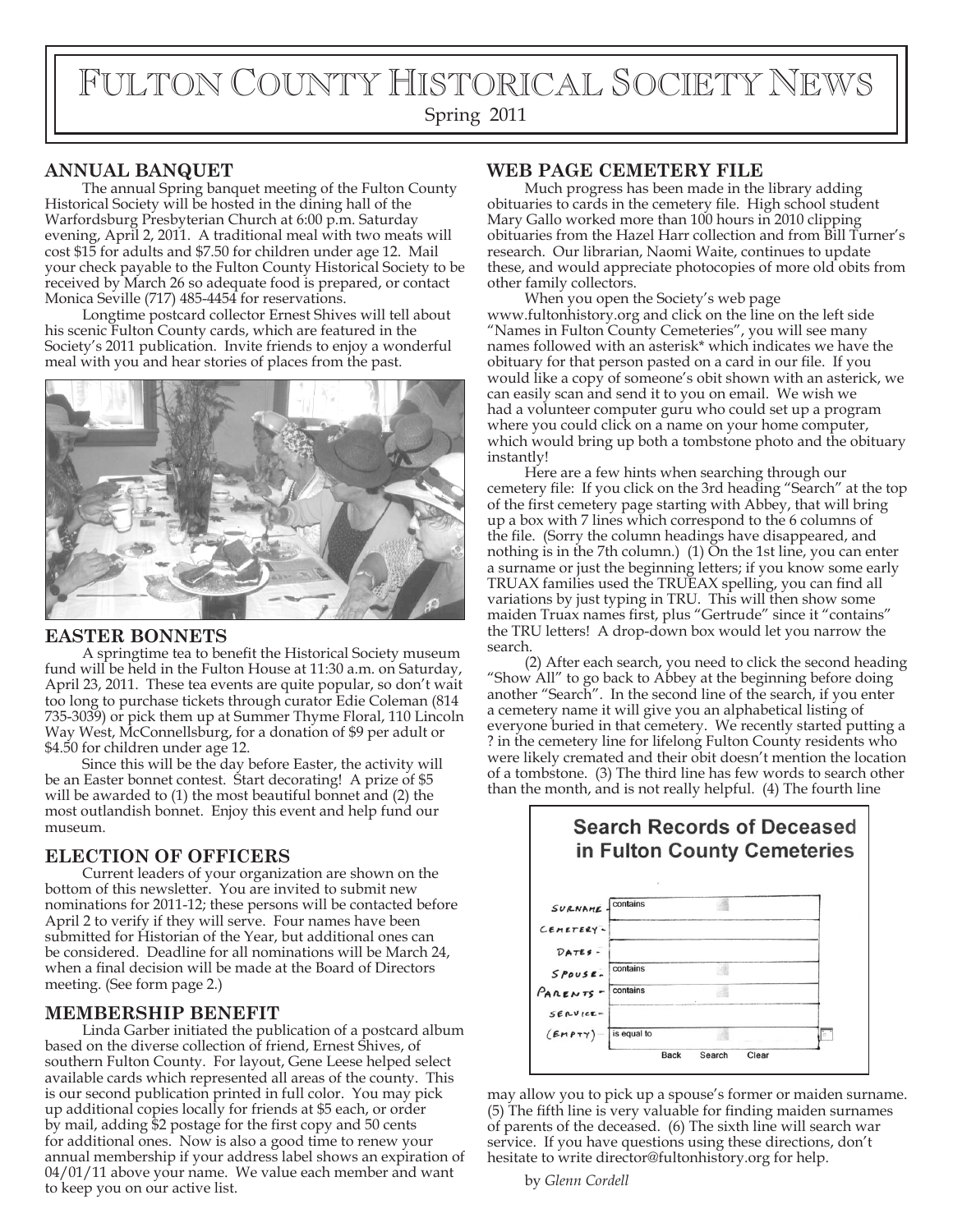# FULTON COUNTY HISTORICAL SOCIETY NEWS

Spring 2011

## ANNUAL BANQUET

The annual Spring banquet meeting of the Fulton County Historical Society will be hosted in the dining hall of the Warfordsburg Presbyterian Church at 6:00 p.m. Saturday evening, April 2, 2011. A traditional meal with two meats will cost $15 for adults and $7.50 for children under age 12. Mail your check payable to the Fulton County Historical Society to be received by March 26 so adequate food is prepared, or contact Monica Seville (717) 485-4454 for reservations.

Longtime postcard collector Ernest Shives will tell about his scenic Fulton County cards, which are featured in the Society's 2011 publication. Invite friends to enjoy a wonderful meal with you and hear stories of places from the past.

## EASTER BONNETS

A springtime tea to benefit the Historical Society museum fund will be held in the Fulton House at 11:30 a.m. on Saturday, April 23, 2011. These tea events are quite popular, so don't wait too long to purchase tickets through curator Edie Coleman (814 735-3039) or pick them up at Summer Thyme Floral, 110 Lincoln Way West, McConnellsburg, for a donation of $9 per adult or $4.50 for children under age 12.

Since this will be the day before Easter, the activity will be an Easter bonnet contest. Start decorating! A prize of $5 will be awarded to (1) the most beautiful bonnet and (2) the most outlandish bonnet. Enjoy this event and help fund our museum.

## ELECTION OF OFFICERS

Current leaders of your organization are shown on the bottom of this newsletter. You are invited to submit new nominations for 2011-12; these persons will be contacted before April 2 to verify if they will serve. Four names have been submitted for Historian of the Year, but additional ones can be considered. Deadline for all nominations will be March 24, when a final decision will be made at the Board of Directors meeting. (See form page 2.)

## MEMBERSHIP BENEFIT

Linda Garber initiated the publication of a postcard album based on the diverse collection of friend, Ernest Shives, of southern Fulton County. For layout, Gene Leese helped select available cards which represented all areas of the county. This is our second publication printed in full color. You may pick up additional copies locally for friends at $5 each, or order by mail, adding $2 postage for the first copy and 50 cents for additional ones. Now is also a good time to renew your annual membership if your address label shows an expiration of 04/01/11 above your name. We value each member and want to keep you on our active list.

## WEB PAGE CEMETERY FILE

Much progress has been made in the library adding obituaries to cards in the cemetery file. High school student Mary Gallo worked more than 100 hours in 2010 clipping obituaries from the Hazel Harr collection and from Bill Turner's research. Our librarian, Naomi Waite, continues to update these, and would appreciate photocopies of more old obits from other family collectors.

When you open the Society's web page www.fultonhistory.org and click on the line on the left side "Names in Fulton County Cemeteries", you will see many names followed with an asterisk* which indicates we have the obituary for that person pasted on a card in our file. If you would like a copy of someone's obit shown with an asterick, we can easily scan and send it to you on email. We wish we had a volunteer computer guru who could set up a program where you could click on a name on your home computer, which would bring up both a tombstone photo and the obituary instantly!

Here are a few hints when searching through our cemetery file: If you click on the 3rd heading "Search" at the top of the first cemetery page starting with Abbey, that will bring up a box with 7 lines which correspond to the 6 columns of the file. (Sorry the column headings have disappeared, and nothing is in the 7th column.) (1) On the 1st line, you can enter a surname or just the beginning letters; if you know some early TRUAX families used the TRUEAX spelling, you can find all variations by just typing in TRU. This will then show some maiden Truax names first, plus "Gertrude" since it "contains" the TRU letters! A drop-down box would let you narrow the search.

(2) After each search, you need to click the second heading "Show All" to go back to Abbey at the beginning before doing another "Search". In the second line of the search, if you enter a cemetery name it will give you an alphabetical listing of everyone buried in that cemetery. We recently started putting a ? in the cemetery line for lifelong Fulton County residents who were likely cremated and their obit doesn't mention the location of a tombstone. (3) The third line has few words to search other than the month, and is not really helpful. (4) The fourth line may allow you to pick up a spouse's former or maiden surname. (5) The fifth line is very valuable for finding maiden surnames of parents of the deceased. (6) The sixth line will search war service. If you have questions using these directions, don't hesitate to write director@fultonhistory.org for help.

by *Glenn Cordell*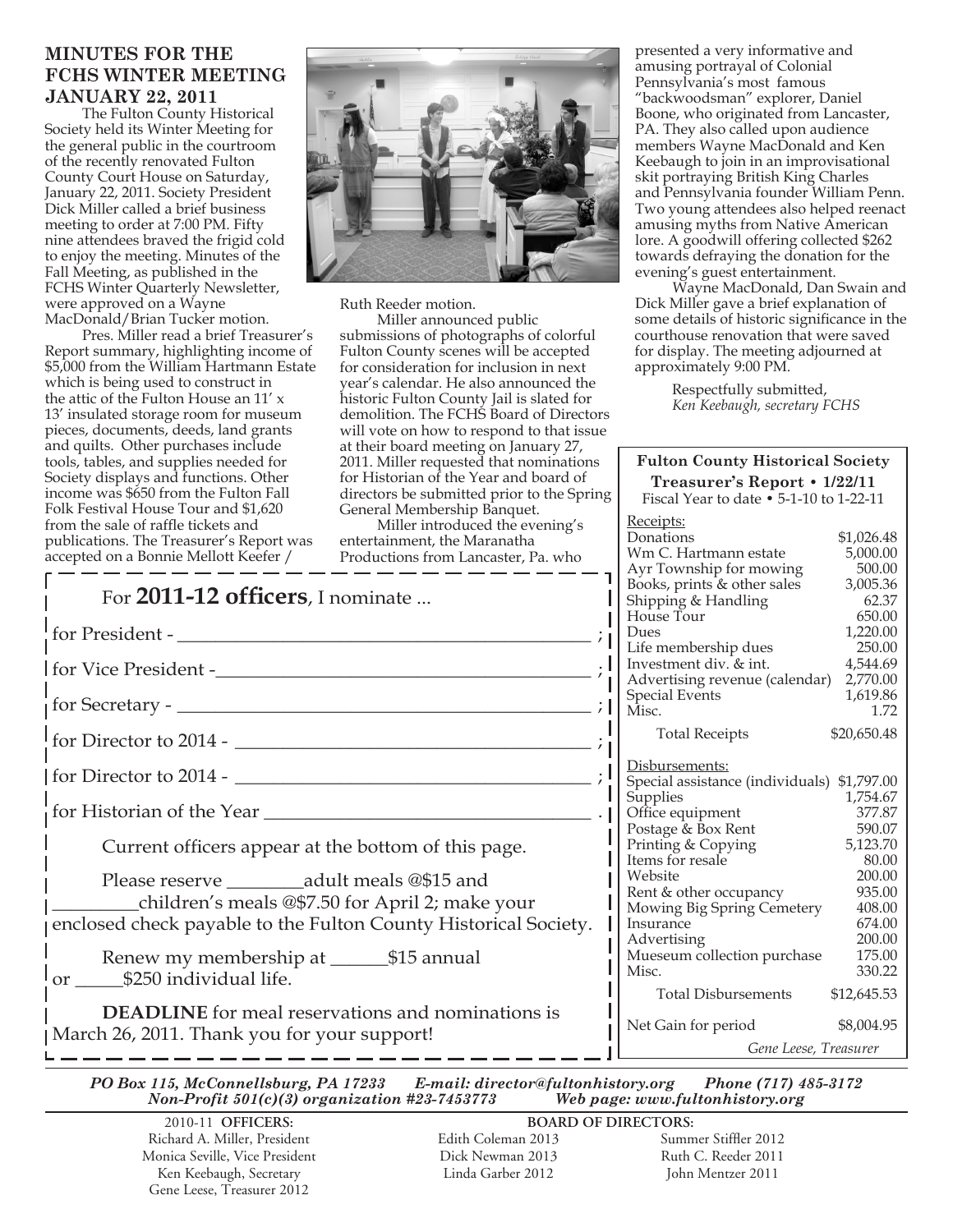## MINUTES FOR THE FCHS WINTER MEETING JANUARY 22, 2011

The Fulton County Historical Society held its Winter Meeting for the general public in the courtroom of the recently renovated Fulton County Court House on Saturday, January 22, 2011. Society President Dick Miller called a brief business meeting to order at 7:00 PM. Fifty nine attendees braved the frigid cold to enjoy the meeting. Minutes of the Fall Meeting, as published in the FCHS Winter Quarterly Newsletter, were approved on a Wayne MacDonald/Brian Tucker motion.

Pres. Miller read a brief Treasurer's Report summary, highlighting income of $5,000 from the William Hartmann Estate which is being used to construct in the attic of the Fulton House an 11' x 13' insulated storage room for museum pieces, documents, deeds, land grants and quilts. Other purchases include tools, tables, and supplies needed for Society displays and functions. Other income was $650 from the Fulton Fall Folk Festival House Tour and $1,620 from the sale of raffle tickets and publications. The Treasurer's Report was accepted on a Bonnie Mellott Keefer / Ruth Reeder motion.

Miller announced public submissions of photographs of colorful Fulton County scenes will be accepted for consideration for inclusion in next year's calendar. He also announced the historic Fulton County Jail is slated for demolition. The FCHS Board of Directors will vote on how to respond to that issue at their board meeting on January 27, 2011. Miller requested that nominations for Historian of the Year and board of directors be submitted prior to the Spring General Membership Banquet.

Miller introduced the evening's entertainment, the Maranatha Productions from Lancaster, Pa. who presented a very informative and amusing portrayal of Colonial Pennsylvania's most famous "backwoodsman" explorer, Daniel Boone, who originated from Lancaster, PA. They also called upon audience members Wayne MacDonald and Ken Keebaugh to join in an improvisational skit portraying British King Charles and Pennsylvania founder William Penn. Two young attendees also helped reenact amusing myths from Native American lore. A goodwill offering collected $262 towards defraying the donation for the evening's guest entertainment.

Wayne MacDonald, Dan Swain and Dick Miller gave a brief explanation of some details of historic significance in the courthouse renovation that were saved for display. The meeting adjourned at approximately 9:00 PM.

Respectfully submitted,
*Ken Keebaugh, secretary FCHS*

---

For **2011-12 officers**, I nominate ...

for President - ______________________ ;

for Vice President - ______________________ ;

for Secretary - ______________________ ;

for Director to 2014 - ______________________ ;

for Director to 2014 - ______________________ ;

for Historian of the Year ______________________ .

Current officers appear at the bottom of this page.

Please reserve ________adult meals @$15 and ________children's meals @$7.50 for April 2; make your enclosed check payable to the Fulton County Historical Society.

Renew my membership at ______$15 annual or _____$250 individual life.

**DEADLINE** for meal reservations and nominations is March 26, 2011. Thank you for your support!

---

**Fulton County Historical Society**
**Treasurer's Report • 1/22/11**
Fiscal Year to date • 5-1-10 to 1-22-11

| | |
|---|---|
| Receipts: | |
| Donations | $1,026.48 |
| Wm C. Hartmann estate | 5,000.00 |
| Ayr Township for mowing | 500.00 |
| Books, prints & other sales | 3,005.36 |
| Shipping & Handling | 62.37 |
| House Tour | 650.00 |
| Dues | 1,220.00 |
| Life membership dues | 250.00 |
| Investment div. & int. | 4,544.69 |
| Advertising revenue (calendar) | 2,770.00 |
| Special Events | 1,619.86 |
| Misc. | 1.72 |
| Total Receipts | $20,650.48 |
| Disbursements: | |
| Special assistance (individuals) | $1,797.00 |
| Supplies | 1,754.67 |
| Office equipment | 377.87 |
| Postage & Box Rent | 590.07 |
| Printing & Copying | 5,123.70 |
| Items for resale | 80.00 |
| Website | 200.00 |
| Rent & other occupancy | 935.00 |
| Mowing Big Spring Cemetery | 408.00 |
| Insurance | 674.00 |
| Advertising | 200.00 |
| Mueseum collection purchase | 175.00 |
| Misc. | 330.22 |
| Total Disbursements | $12,645.53 |
| Net Gain for period | $8,004.95 |

*Gene Leese, Treasurer*

---

*PO Box 115, McConnellsburg, PA 17233 E-mail: director@fultonhistory.org Phone (717) 485-3172*
*Non-Profit 501(c)(3) organization #23-7453773 Web page: www.fultonhistory.org*

2010-11 **OFFICERS:**
Richard A. Miller, President
Monica Seville, Vice President
Ken Keebaugh, Secretary
Gene Leese, Treasurer 2012

**BOARD OF DIRECTORS:**
Edith Coleman 2013
Dick Newman 2013
Linda Garber 2012
Summer Stiffler 2012
Ruth C. Reeder 2011
John Mentzer 2011